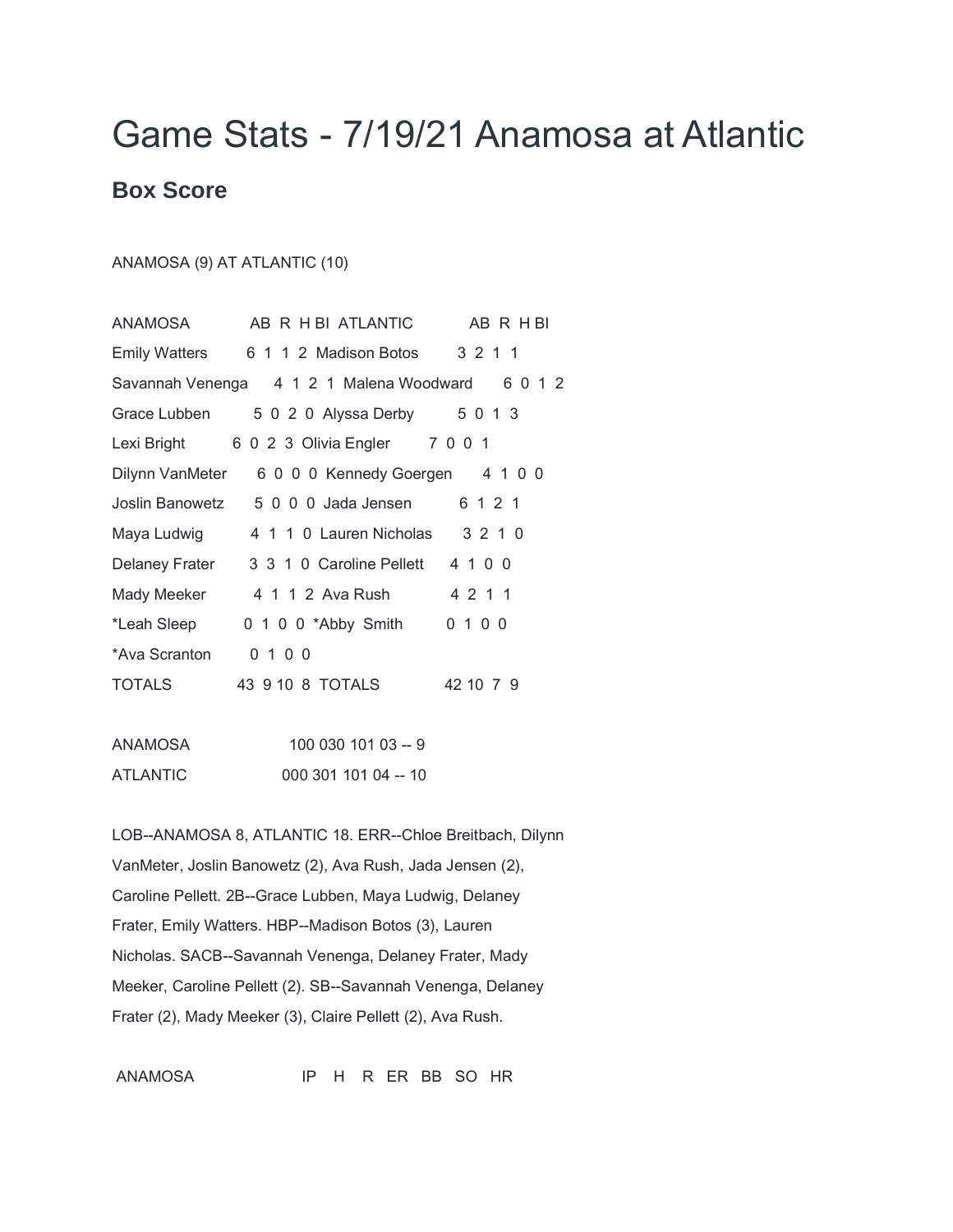# Game Stats - 7/19/21 Anamosa at Atlantic

## Box Score

ANAMOSA (9) AT ATLANTIC (10)

| ANAMOSA | AB | R | H | BI | ATLANTIC | AB | R | H | BI |
|---|---|---|---|---|---|---|---|---|---|
| Emily Watters | 6 | 1 | 1 | 2 | Madison Botos | 3 | 2 | 1 | 1 |
| Savannah Venenga | 4 | 1 | 2 | 1 | Malena Woodward | 6 | 0 | 1 | 2 |
| Grace Lubben | 5 | 0 | 2 | 0 | Alyssa Derby | 5 | 0 | 1 | 3 |
| Lexi Bright | 6 | 0 | 2 | 3 | Olivia Engler | 7 | 0 | 0 | 1 |
| Dilynn VanMeter | 6 | 0 | 0 | 0 | Kennedy Goergen | 4 | 1 | 0 | 0 |
| Joslin Banowetz | 5 | 0 | 0 | 0 | Jada Jensen | 6 | 1 | 2 | 1 |
| Maya Ludwig | 4 | 1 | 1 | 0 | Lauren Nicholas | 3 | 2 | 1 | 0 |
| Delaney Frater | 3 | 3 | 1 | 0 | Caroline Pellett | 4 | 1 | 0 | 0 |
| Mady Meeker | 4 | 1 | 1 | 2 | Ava Rush | 4 | 2 | 1 | 1 |
| *Leah Sleep | 0 | 1 | 0 | 0 | *Abby Smith | 0 | 1 | 0 | 0 |
| *Ava Scranton | 0 | 1 | 0 | 0 | | | | | |
| TOTALS | 43 | 9 | 10 | 8 | TOTALS | 42 | 10 | 7 | 9 |

| | | |
|---|---|---|
| ANAMOSA | 100 030 101 03 | -- 9 |
| ATLANTIC | 000 301 101 04 | -- 10 |

LOB--ANAMOSA 8, ATLANTIC 18. ERR--Chloe Breitbach, Dilynn VanMeter, Joslin Banowetz (2), Ava Rush, Jada Jensen (2), Caroline Pellett. 2B--Grace Lubben, Maya Ludwig, Delaney Frater, Emily Watters. HBP--Madison Botos (3), Lauren Nicholas. SACB--Savannah Venenga, Delaney Frater, Mady Meeker, Caroline Pellett (2). SB--Savannah Venenga, Delaney Frater (2), Mady Meeker (3), Claire Pellett (2), Ava Rush.

| ANAMOSA | IP | H | R | ER | BB | SO | HR |
|---|---|---|---|---|---|---|---|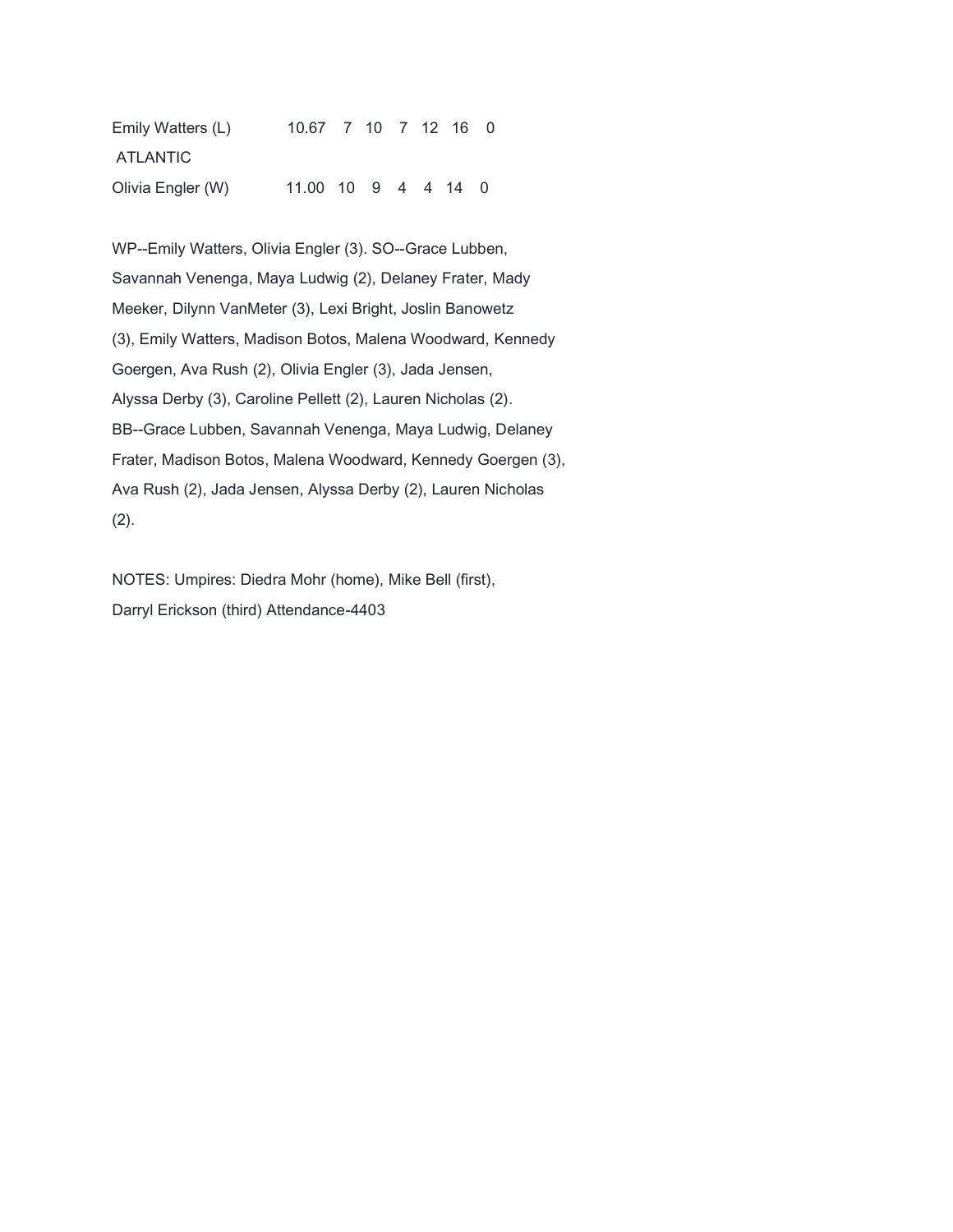| | | | | | | | |
|---|---|---|---|---|---|---|---|
| Emily Watters (L) | 10.67 | 7 | 10 | 7 | 12 | 16 | 0 |
| ATLANTIC | | | | | | | |
| Olivia Engler (W) | 11.00 | 10 | 9 | 4 | 4 | 14 | 0 |

WP--Emily Watters, Olivia Engler (3). SO--Grace Lubben, Savannah Venenga, Maya Ludwig (2), Delaney Frater, Mady Meeker, Dilynn VanMeter (3), Lexi Bright, Joslin Banowetz (3), Emily Watters, Madison Botos, Malena Woodward, Kennedy Goergen, Ava Rush (2), Olivia Engler (3), Jada Jensen, Alyssa Derby (3), Caroline Pellett (2), Lauren Nicholas (2). BB--Grace Lubben, Savannah Venenga, Maya Ludwig, Delaney Frater, Madison Botos, Malena Woodward, Kennedy Goergen (3), Ava Rush (2), Jada Jensen, Alyssa Derby (2), Lauren Nicholas (2).

NOTES: Umpires: Diedra Mohr (home), Mike Bell (first), Darryl Erickson (third) Attendance-4403